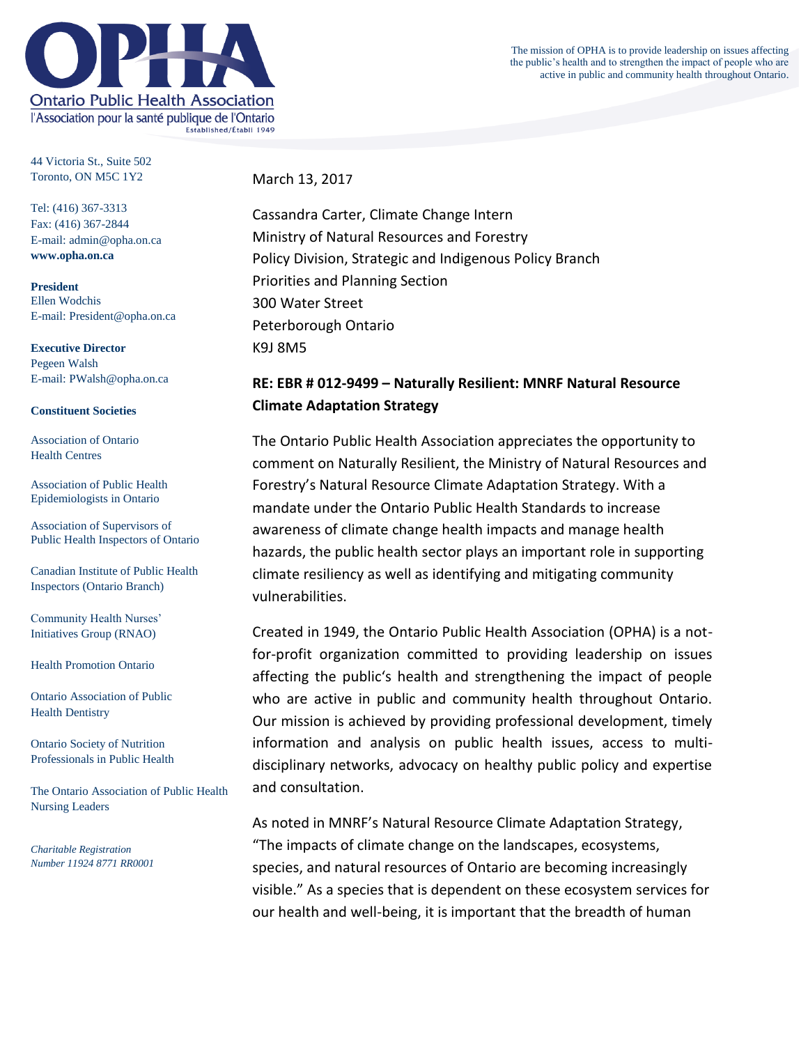# Ontario Public Health Association

l'Association pour la santé publique de l'Ontario

Established/Établi 1949

The mission of OPHA is to provide leadership on issues affecting the public's health and to strengthen the impact of people who are active in public and community health throughout Ontario.

44 Victoria St., Suite 502
Toronto, ON M5C 1Y2

Tel: (416) 367-3313
Fax: (416) 367-2844
E-mail: admin@opha.on.ca
**www.opha.on.ca**

**President**
Ellen Wodchis
E-mail: President@opha.on.ca

**Executive Director**
Pegeen Walsh
E-mail: PWalsh@opha.on.ca

**Constituent Societies**

Association of Ontario Health Centres

Association of Public Health Epidemiologists in Ontario

Association of Supervisors of Public Health Inspectors of Ontario

Canadian Institute of Public Health Inspectors (Ontario Branch)

Community Health Nurses' Initiatives Group (RNAO)

Health Promotion Ontario

Ontario Association of Public Health Dentistry

Ontario Society of Nutrition Professionals in Public Health

The Ontario Association of Public Health Nursing Leaders

*Charitable Registration Number 11924 8771 RR0001*

March 13, 2017

Cassandra Carter, Climate Change Intern
Ministry of Natural Resources and Forestry
Policy Division, Strategic and Indigenous Policy Branch
Priorities and Planning Section
300 Water Street
Peterborough Ontario
K9J 8M5

**RE: EBR # 012-9499 – Naturally Resilient: MNRF Natural Resource Climate Adaptation Strategy**

The Ontario Public Health Association appreciates the opportunity to comment on Naturally Resilient, the Ministry of Natural Resources and Forestry's Natural Resource Climate Adaptation Strategy. With a mandate under the Ontario Public Health Standards to increase awareness of climate change health impacts and manage health hazards, the public health sector plays an important role in supporting climate resiliency as well as identifying and mitigating community vulnerabilities.

Created in 1949, the Ontario Public Health Association (OPHA) is a not-for-profit organization committed to providing leadership on issues affecting the public's health and strengthening the impact of people who are active in public and community health throughout Ontario. Our mission is achieved by providing professional development, timely information and analysis on public health issues, access to multi-disciplinary networks, advocacy on healthy public policy and expertise and consultation.

As noted in MNRF's Natural Resource Climate Adaptation Strategy, "The impacts of climate change on the landscapes, ecosystems, species, and natural resources of Ontario are becoming increasingly visible." As a species that is dependent on these ecosystem services for our health and well-being, it is important that the breadth of human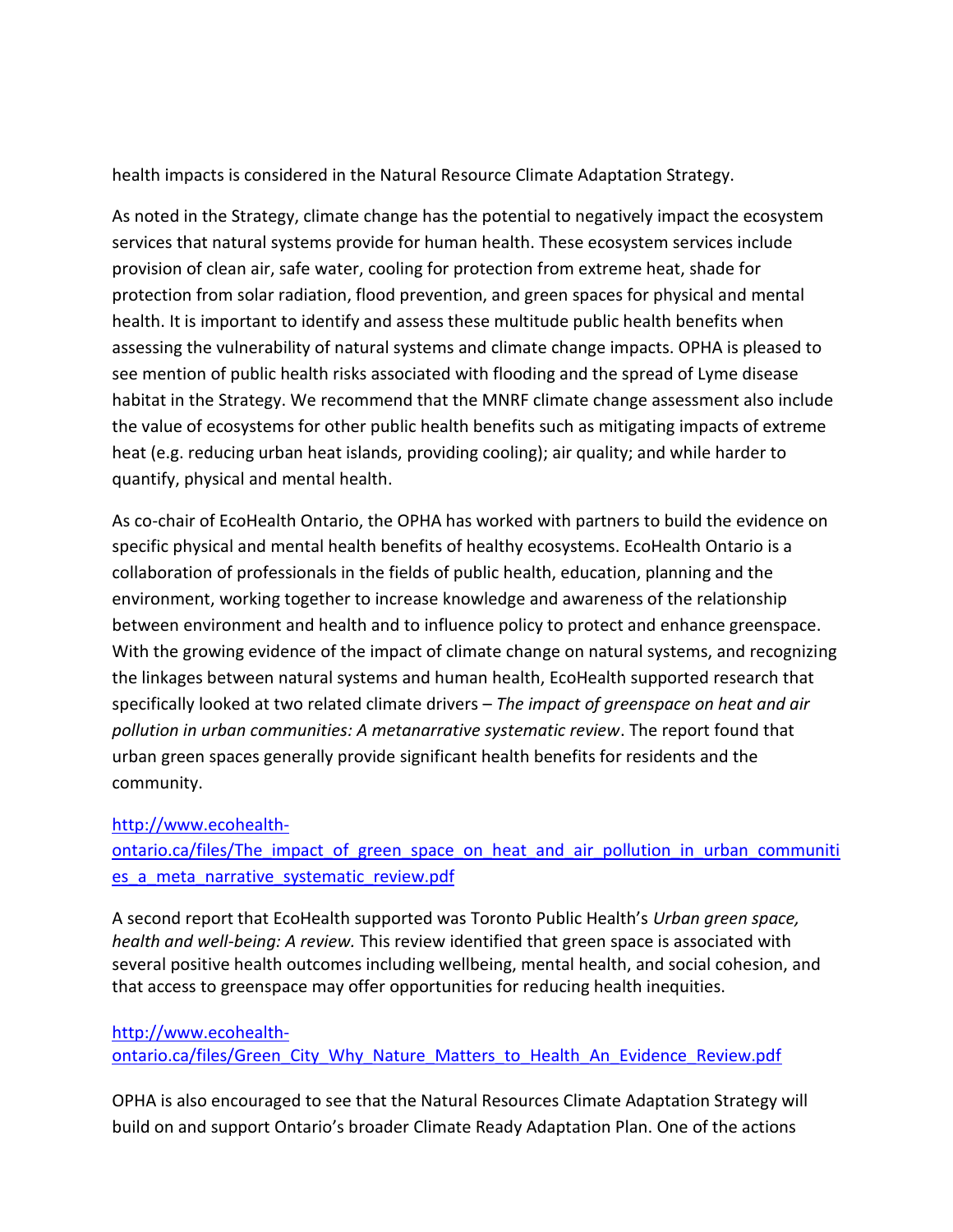health impacts is considered in the Natural Resource Climate Adaptation Strategy.

As noted in the Strategy, climate change has the potential to negatively impact the ecosystem services that natural systems provide for human health. These ecosystem services include provision of clean air, safe water, cooling for protection from extreme heat, shade for protection from solar radiation, flood prevention, and green spaces for physical and mental health. It is important to identify and assess these multitude public health benefits when assessing the vulnerability of natural systems and climate change impacts. OPHA is pleased to see mention of public health risks associated with flooding and the spread of Lyme disease habitat in the Strategy. We recommend that the MNRF climate change assessment also include the value of ecosystems for other public health benefits such as mitigating impacts of extreme heat (e.g. reducing urban heat islands, providing cooling); air quality; and while harder to quantify, physical and mental health.

As co-chair of EcoHealth Ontario, the OPHA has worked with partners to build the evidence on specific physical and mental health benefits of healthy ecosystems. EcoHealth Ontario is a collaboration of professionals in the fields of public health, education, planning and the environment, working together to increase knowledge and awareness of the relationship between environment and health and to influence policy to protect and enhance greenspace. With the growing evidence of the impact of climate change on natural systems, and recognizing the linkages between natural systems and human health, EcoHealth supported research that specifically looked at two related climate drivers – *The impact of greenspace on heat and air pollution in urban communities: A metanarrative systematic review*. The report found that urban green spaces generally provide significant health benefits for residents and the community.

[http://www.ecohealth-ontario.ca/files/The_impact_of_green_space_on_heat_and_air_pollution_in_urban_communities_a_meta_narrative_systematic_review.pdf](http://www.ecohealth-ontario.ca/files/The_impact_of_green_space_on_heat_and_air_pollution_in_urban_communities_a_meta_narrative_systematic_review.pdf)

A second report that EcoHealth supported was Toronto Public Health's *Urban green space, health and well-being: A review.* This review identified that green space is associated with several positive health outcomes including wellbeing, mental health, and social cohesion, and that access to greenspace may offer opportunities for reducing health inequities.

[http://www.ecohealth-ontario.ca/files/Green_City_Why_Nature_Matters_to_Health_An_Evidence_Review.pdf](http://www.ecohealth-ontario.ca/files/Green_City_Why_Nature_Matters_to_Health_An_Evidence_Review.pdf)

OPHA is also encouraged to see that the Natural Resources Climate Adaptation Strategy will build on and support Ontario's broader Climate Ready Adaptation Plan. One of the actions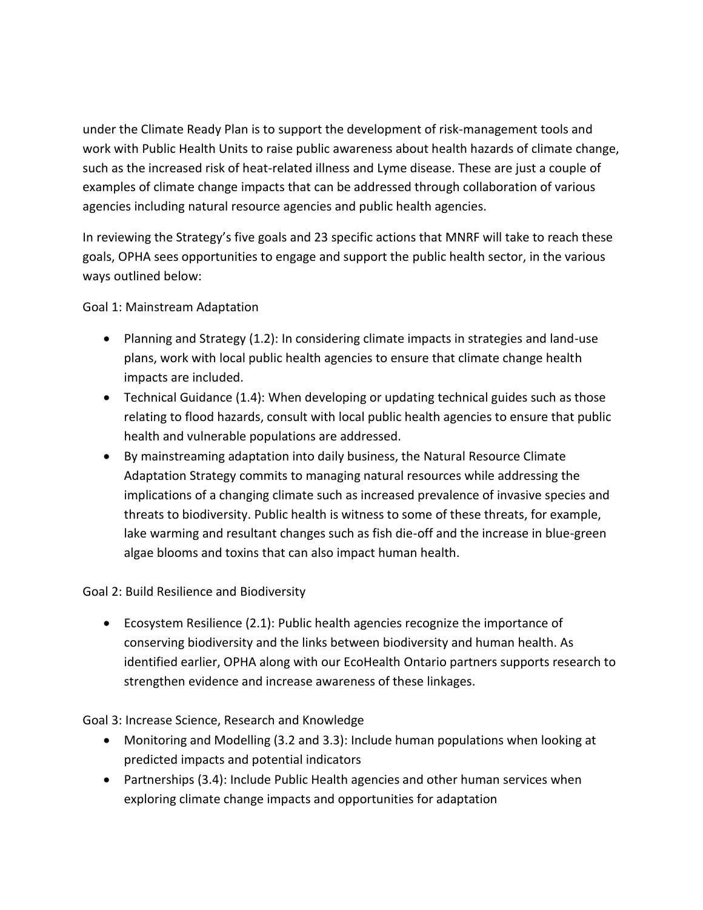under the Climate Ready Plan is to support the development of risk-management tools and work with Public Health Units to raise public awareness about health hazards of climate change, such as the increased risk of heat-related illness and Lyme disease. These are just a couple of examples of climate change impacts that can be addressed through collaboration of various agencies including natural resource agencies and public health agencies.

In reviewing the Strategy's five goals and 23 specific actions that MNRF will take to reach these goals, OPHA sees opportunities to engage and support the public health sector, in the various ways outlined below:

Goal 1: Mainstream Adaptation

- Planning and Strategy (1.2): In considering climate impacts in strategies and land-use plans, work with local public health agencies to ensure that climate change health impacts are included.
- Technical Guidance (1.4): When developing or updating technical guides such as those relating to flood hazards, consult with local public health agencies to ensure that public health and vulnerable populations are addressed.
- By mainstreaming adaptation into daily business, the Natural Resource Climate Adaptation Strategy commits to managing natural resources while addressing the implications of a changing climate such as increased prevalence of invasive species and threats to biodiversity. Public health is witness to some of these threats, for example, lake warming and resultant changes such as fish die-off and the increase in blue-green algae blooms and toxins that can also impact human health.

Goal 2: Build Resilience and Biodiversity

- Ecosystem Resilience (2.1): Public health agencies recognize the importance of conserving biodiversity and the links between biodiversity and human health. As identified earlier, OPHA along with our EcoHealth Ontario partners supports research to strengthen evidence and increase awareness of these linkages.

Goal 3: Increase Science, Research and Knowledge

- Monitoring and Modelling (3.2 and 3.3): Include human populations when looking at predicted impacts and potential indicators
- Partnerships (3.4): Include Public Health agencies and other human services when exploring climate change impacts and opportunities for adaptation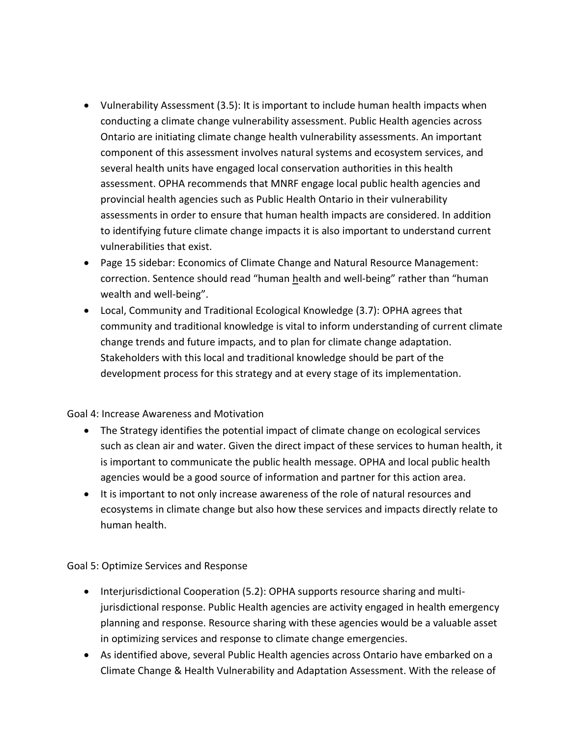- Vulnerability Assessment (3.5): It is important to include human health impacts when conducting a climate change vulnerability assessment. Public Health agencies across Ontario are initiating climate change health vulnerability assessments. An important component of this assessment involves natural systems and ecosystem services, and several health units have engaged local conservation authorities in this health assessment. OPHA recommends that MNRF engage local public health agencies and provincial health agencies such as Public Health Ontario in their vulnerability assessments in order to ensure that human health impacts are considered. In addition to identifying future climate change impacts it is also important to understand current vulnerabilities that exist.
- Page 15 sidebar: Economics of Climate Change and Natural Resource Management: correction. Sentence should read "human <u>h</u>ealth and well-being" rather than "human wealth and well-being".
- Local, Community and Traditional Ecological Knowledge (3.7): OPHA agrees that community and traditional knowledge is vital to inform understanding of current climate change trends and future impacts, and to plan for climate change adaptation. Stakeholders with this local and traditional knowledge should be part of the development process for this strategy and at every stage of its implementation.

Goal 4: Increase Awareness and Motivation

- The Strategy identifies the potential impact of climate change on ecological services such as clean air and water. Given the direct impact of these services to human health, it is important to communicate the public health message. OPHA and local public health agencies would be a good source of information and partner for this action area.
- It is important to not only increase awareness of the role of natural resources and ecosystems in climate change but also how these services and impacts directly relate to human health.

Goal 5: Optimize Services and Response

- Interjurisdictional Cooperation (5.2): OPHA supports resource sharing and multi-jurisdictional response. Public Health agencies are activity engaged in health emergency planning and response. Resource sharing with these agencies would be a valuable asset in optimizing services and response to climate change emergencies.
- As identified above, several Public Health agencies across Ontario have embarked on a Climate Change & Health Vulnerability and Adaptation Assessment. With the release of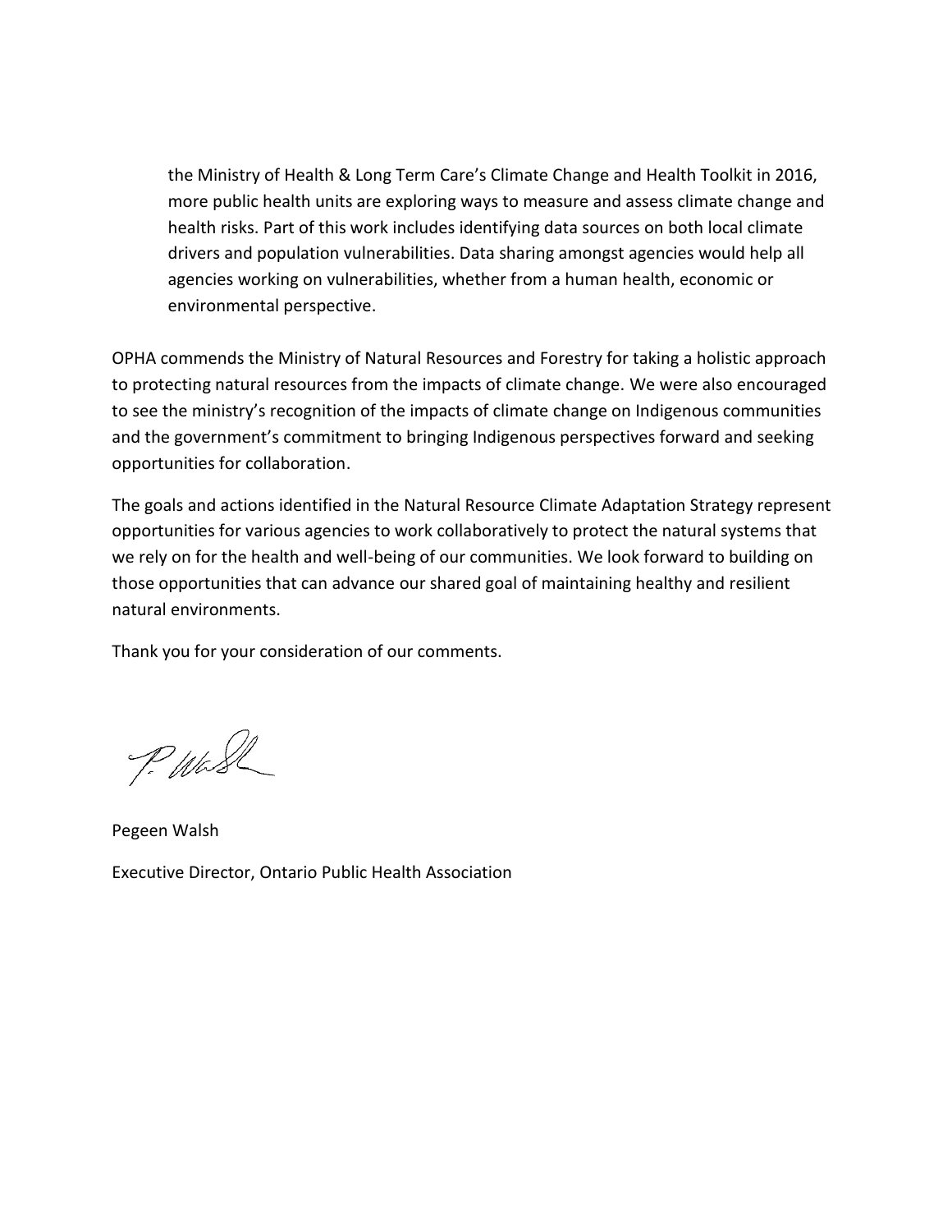the Ministry of Health & Long Term Care's Climate Change and Health Toolkit in 2016, more public health units are exploring ways to measure and assess climate change and health risks. Part of this work includes identifying data sources on both local climate drivers and population vulnerabilities. Data sharing amongst agencies would help all agencies working on vulnerabilities, whether from a human health, economic or environmental perspective.

OPHA commends the Ministry of Natural Resources and Forestry for taking a holistic approach to protecting natural resources from the impacts of climate change. We were also encouraged to see the ministry's recognition of the impacts of climate change on Indigenous communities and the government's commitment to bringing Indigenous perspectives forward and seeking opportunities for collaboration.

The goals and actions identified in the Natural Resource Climate Adaptation Strategy represent opportunities for various agencies to work collaboratively to protect the natural systems that we rely on for the health and well-being of our communities. We look forward to building on those opportunities that can advance our shared goal of maintaining healthy and resilient natural environments.

Thank you for your consideration of our comments.

Pegeen Walsh

Executive Director, Ontario Public Health Association